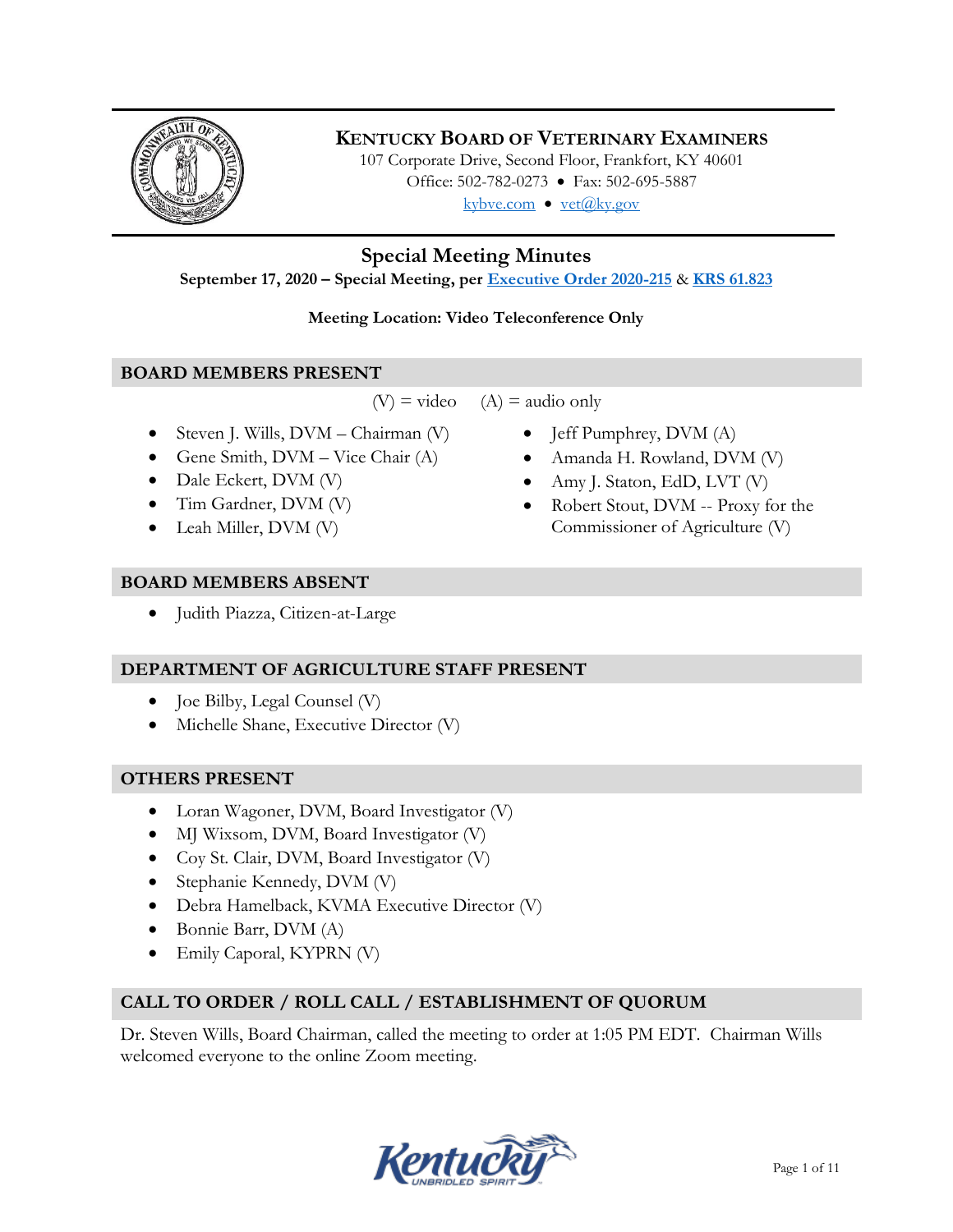# KENTUCKY BOARD OF VETERINARY EXAMINERS

107 Corporate Drive, Second Floor, Frankfort, KY 40601
Office: 502-782-0273 • Fax: 502-695-5887
kybve.com • vet@ky.gov

## Special Meeting Minutes

**September 17, 2020 – Special Meeting, per Executive Order 2020-215 & KRS 61.823**

**Meeting Location: Video Teleconference Only**

## BOARD MEMBERS PRESENT

(V) = video (A) = audio only

- Steven J. Wills, DVM – Chairman (V)
- Gene Smith, DVM – Vice Chair (A)
- Dale Eckert, DVM (V)
- Tim Gardner, DVM (V)
- Leah Miller, DVM (V)
- Jeff Pumphrey, DVM (A)
- Amanda H. Rowland, DVM (V)
- Amy J. Staton, EdD, LVT (V)
- Robert Stout, DVM -- Proxy for the Commissioner of Agriculture (V)

## BOARD MEMBERS ABSENT

- Judith Piazza, Citizen-at-Large

## DEPARTMENT OF AGRICULTURE STAFF PRESENT

- Joe Bilby, Legal Counsel (V)
- Michelle Shane, Executive Director (V)

## OTHERS PRESENT

- Loran Wagoner, DVM, Board Investigator (V)
- MJ Wixsom, DVM, Board Investigator (V)
- Coy St. Clair, DVM, Board Investigator (V)
- Stephanie Kennedy, DVM (V)
- Debra Hamelback, KVMA Executive Director (V)
- Bonnie Barr, DVM (A)
- Emily Caporal, KYPRN (V)

## CALL TO ORDER / ROLL CALL / ESTABLISHMENT OF QUORUM

Dr. Steven Wills, Board Chairman, called the meeting to order at 1:05 PM EDT. Chairman Wills welcomed everyone to the online Zoom meeting.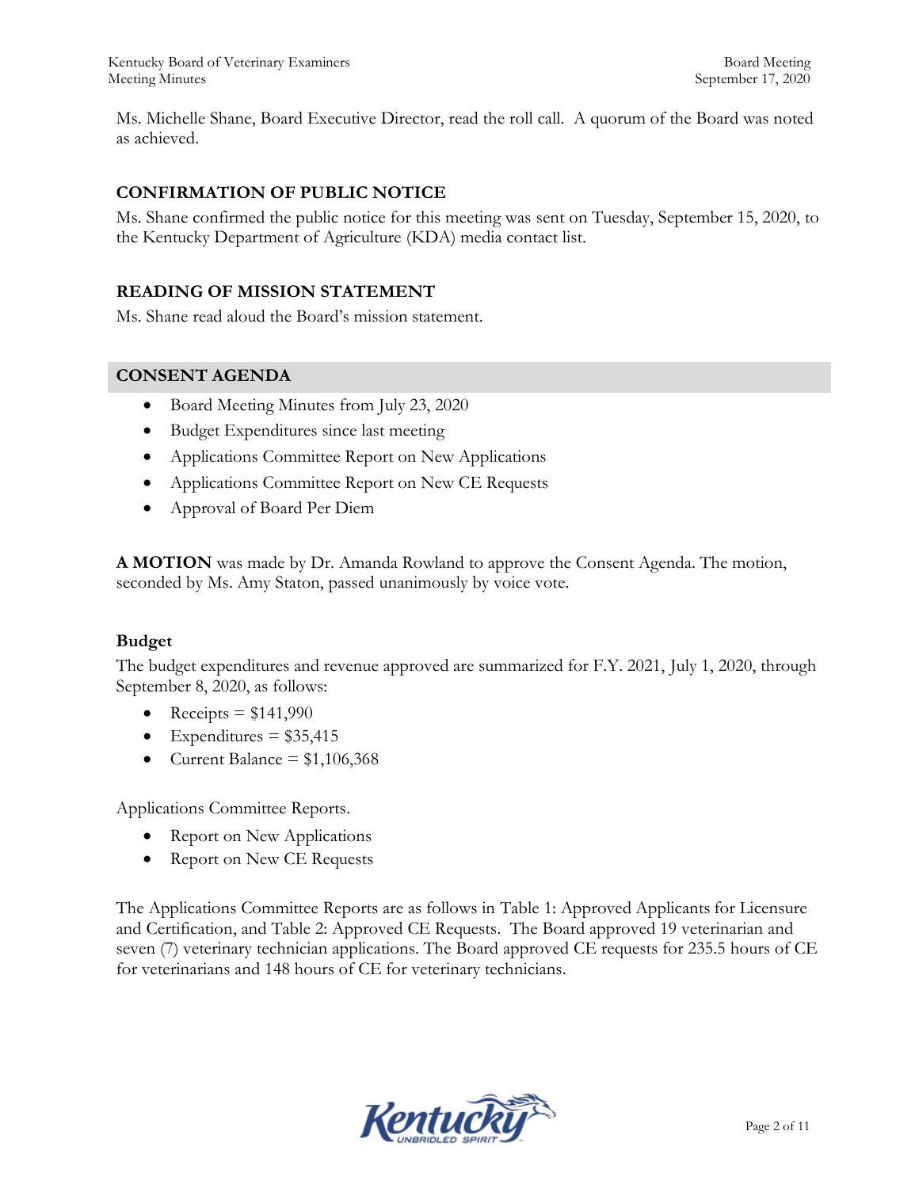Ms. Michelle Shane, Board Executive Director, read the roll call. A quorum of the Board was noted as achieved.

## CONFIRMATION OF PUBLIC NOTICE

Ms. Shane confirmed the public notice for this meeting was sent on Tuesday, September 15, 2020, to the Kentucky Department of Agriculture (KDA) media contact list.

## READING OF MISSION STATEMENT

Ms. Shane read aloud the Board's mission statement.

## CONSENT AGENDA

- Board Meeting Minutes from July 23, 2020
- Budget Expenditures since last meeting
- Applications Committee Report on New Applications
- Applications Committee Report on New CE Requests
- Approval of Board Per Diem

**A MOTION** was made by Dr. Amanda Rowland to approve the Consent Agenda. The motion, seconded by Ms. Amy Staton, passed unanimously by voice vote.

### Budget

The budget expenditures and revenue approved are summarized for F.Y. 2021, July 1, 2020, through September 8, 2020, as follows:

- Receipts = $141,990
- Expenditures = $35,415
- Current Balance = $1,106,368

Applications Committee Reports.

- Report on New Applications
- Report on New CE Requests

The Applications Committee Reports are as follows in Table 1: Approved Applicants for Licensure and Certification, and Table 2: Approved CE Requests. The Board approved 19 veterinarian and seven (7) veterinary technician applications. The Board approved CE requests for 235.5 hours of CE for veterinarians and 148 hours of CE for veterinary technicians.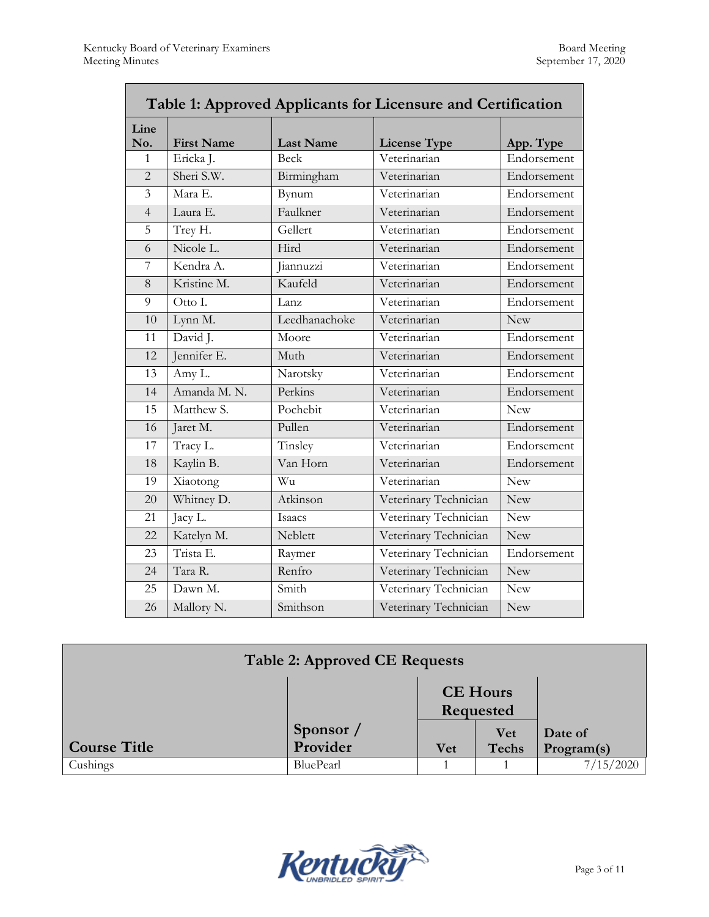**Table 1: Approved Applicants for Licensure and Certification**

| Line No. | First Name | Last Name | License Type | App. Type |
|---|---|---|---|---|
| 1 | Ericka J. | Beck | Veterinarian | Endorsement |
| 2 | Sheri S.W. | Birmingham | Veterinarian | Endorsement |
| 3 | Mara E. | Bynum | Veterinarian | Endorsement |
| 4 | Laura E. | Faulkner | Veterinarian | Endorsement |
| 5 | Trey H. | Gellert | Veterinarian | Endorsement |
| 6 | Nicole L. | Hird | Veterinarian | Endorsement |
| 7 | Kendra A. | Jiannuzzi | Veterinarian | Endorsement |
| 8 | Kristine M. | Kaufeld | Veterinarian | Endorsement |
| 9 | Otto I. | Lanz | Veterinarian | Endorsement |
| 10 | Lynn M. | Leedhanachoke | Veterinarian | New |
| 11 | David J. | Moore | Veterinarian | Endorsement |
| 12 | Jennifer E. | Muth | Veterinarian | Endorsement |
| 13 | Amy L. | Narotsky | Veterinarian | Endorsement |
| 14 | Amanda M. N. | Perkins | Veterinarian | Endorsement |
| 15 | Matthew S. | Pochebit | Veterinarian | New |
| 16 | Jaret M. | Pullen | Veterinarian | Endorsement |
| 17 | Tracy L. | Tinsley | Veterinarian | Endorsement |
| 18 | Kaylin B. | Van Horn | Veterinarian | Endorsement |
| 19 | Xiaotong | Wu | Veterinarian | New |
| 20 | Whitney D. | Atkinson | Veterinary Technician | New |
| 21 | Jacy L. | Isaacs | Veterinary Technician | New |
| 22 | Katelyn M. | Neblett | Veterinary Technician | New |
| 23 | Trista E. | Raymer | Veterinary Technician | Endorsement |
| 24 | Tara R. | Renfro | Veterinary Technician | New |
| 25 | Dawn M. | Smith | Veterinary Technician | New |
| 26 | Mallory N. | Smithson | Veterinary Technician | New |

**Table 2: Approved CE Requests**

| Course Title | Sponsor / Provider | CE Hours Requested | | Date of Program(s) |
|---|---|---|---|---|
| | | Vet | Vet Techs | |
| Cushings | BluePearl | 1 | 1 | 7/15/2020 |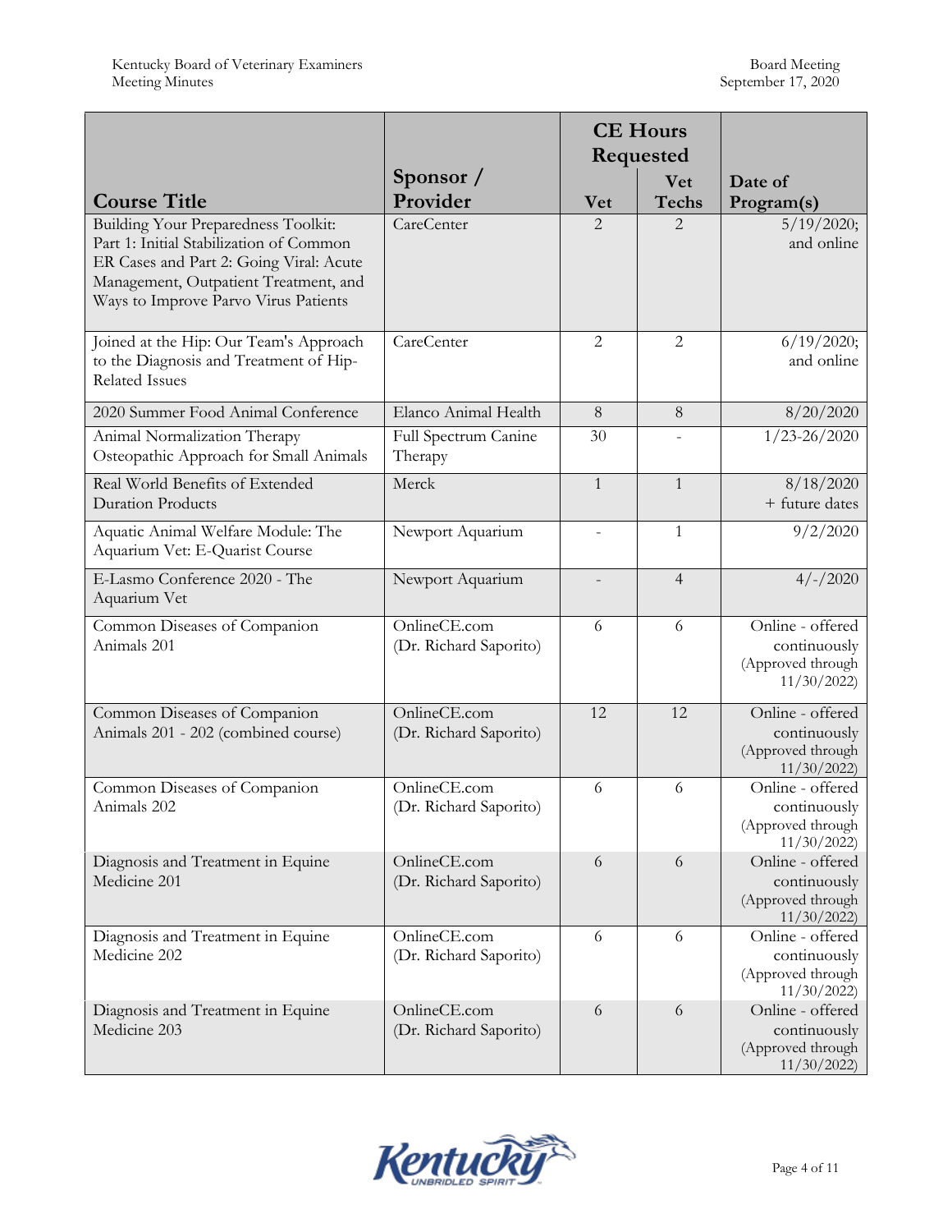| Course Title | Sponsor / Provider | CE Hours Requested | | Date of Program(s) |
|---|---|---|---|---|
| | | Vet | Vet Techs | |
| Building Your Preparedness Toolkit: Part 1: Initial Stabilization of Common ER Cases and Part 2: Going Viral: Acute Management, Outpatient Treatment, and Ways to Improve Parvo Virus Patients | CareCenter | 2 | 2 | 5/19/2020; and online |
| Joined at the Hip: Our Team's Approach to the Diagnosis and Treatment of Hip-Related Issues | CareCenter | 2 | 2 | 6/19/2020; and online |
| 2020 Summer Food Animal Conference | Elanco Animal Health | 8 | 8 | 8/20/2020 |
| Animal Normalization Therapy Osteopathic Approach for Small Animals | Full Spectrum Canine Therapy | 30 | - | 1/23-26/2020 |
| Real World Benefits of Extended Duration Products | Merck | 1 | 1 | 8/18/2020 + future dates |
| Aquatic Animal Welfare Module: The Aquarium Vet: E-Quarist Course | Newport Aquarium | - | 1 | 9/2/2020 |
| E-Lasmo Conference 2020 - The Aquarium Vet | Newport Aquarium | - | 4 | 4/-/2020 |
| Common Diseases of Companion Animals 201 | OnlineCE.com (Dr. Richard Saporito) | 6 | 6 | Online - offered continuously (Approved through 11/30/2022) |
| Common Diseases of Companion Animals 201 - 202 (combined course) | OnlineCE.com (Dr. Richard Saporito) | 12 | 12 | Online - offered continuously (Approved through 11/30/2022) |
| Common Diseases of Companion Animals 202 | OnlineCE.com (Dr. Richard Saporito) | 6 | 6 | Online - offered continuously (Approved through 11/30/2022) |
| Diagnosis and Treatment in Equine Medicine 201 | OnlineCE.com (Dr. Richard Saporito) | 6 | 6 | Online - offered continuously (Approved through 11/30/2022) |
| Diagnosis and Treatment in Equine Medicine 202 | OnlineCE.com (Dr. Richard Saporito) | 6 | 6 | Online - offered continuously (Approved through 11/30/2022) |
| Diagnosis and Treatment in Equine Medicine 203 | OnlineCE.com (Dr. Richard Saporito) | 6 | 6 | Online - offered continuously (Approved through 11/30/2022) |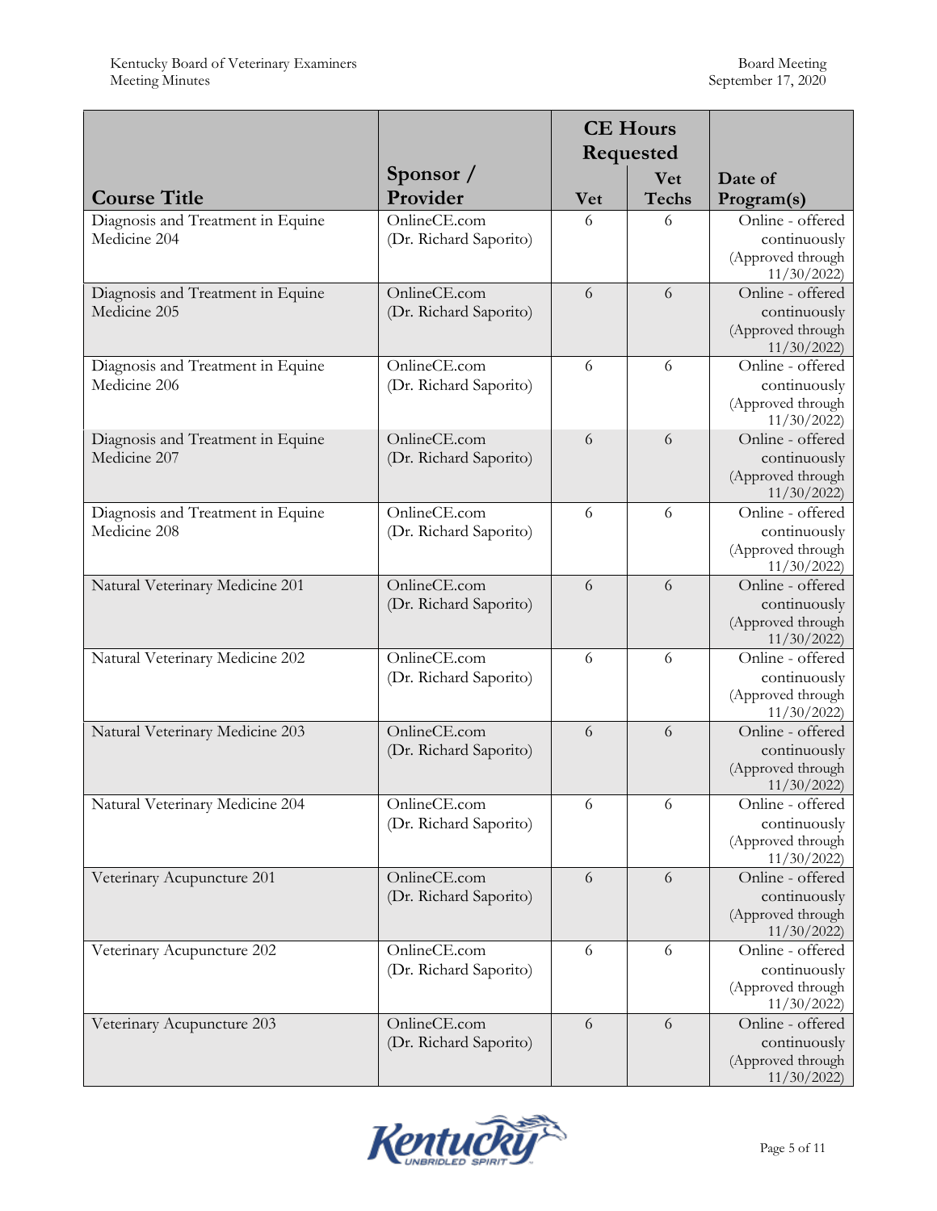| Course Title | Sponsor / Provider | CE Hours Requested | | Date of Program(s) |
|---|---|---|---|---|
| | | Vet | Vet Techs | |
| Diagnosis and Treatment in Equine Medicine 204 | OnlineCE.com (Dr. Richard Saporito) | 6 | 6 | Online - offered continuously (Approved through 11/30/2022) |
| Diagnosis and Treatment in Equine Medicine 205 | OnlineCE.com (Dr. Richard Saporito) | 6 | 6 | Online - offered continuously (Approved through 11/30/2022) |
| Diagnosis and Treatment in Equine Medicine 206 | OnlineCE.com (Dr. Richard Saporito) | 6 | 6 | Online - offered continuously (Approved through 11/30/2022) |
| Diagnosis and Treatment in Equine Medicine 207 | OnlineCE.com (Dr. Richard Saporito) | 6 | 6 | Online - offered continuously (Approved through 11/30/2022) |
| Diagnosis and Treatment in Equine Medicine 208 | OnlineCE.com (Dr. Richard Saporito) | 6 | 6 | Online - offered continuously (Approved through 11/30/2022) |
| Natural Veterinary Medicine 201 | OnlineCE.com (Dr. Richard Saporito) | 6 | 6 | Online - offered continuously (Approved through 11/30/2022) |
| Natural Veterinary Medicine 202 | OnlineCE.com (Dr. Richard Saporito) | 6 | 6 | Online - offered continuously (Approved through 11/30/2022) |
| Natural Veterinary Medicine 203 | OnlineCE.com (Dr. Richard Saporito) | 6 | 6 | Online - offered continuously (Approved through 11/30/2022) |
| Natural Veterinary Medicine 204 | OnlineCE.com (Dr. Richard Saporito) | 6 | 6 | Online - offered continuously (Approved through 11/30/2022) |
| Veterinary Acupuncture 201 | OnlineCE.com (Dr. Richard Saporito) | 6 | 6 | Online - offered continuously (Approved through 11/30/2022) |
| Veterinary Acupuncture 202 | OnlineCE.com (Dr. Richard Saporito) | 6 | 6 | Online - offered continuously (Approved through 11/30/2022) |
| Veterinary Acupuncture 203 | OnlineCE.com (Dr. Richard Saporito) | 6 | 6 | Online - offered continuously (Approved through 11/30/2022) |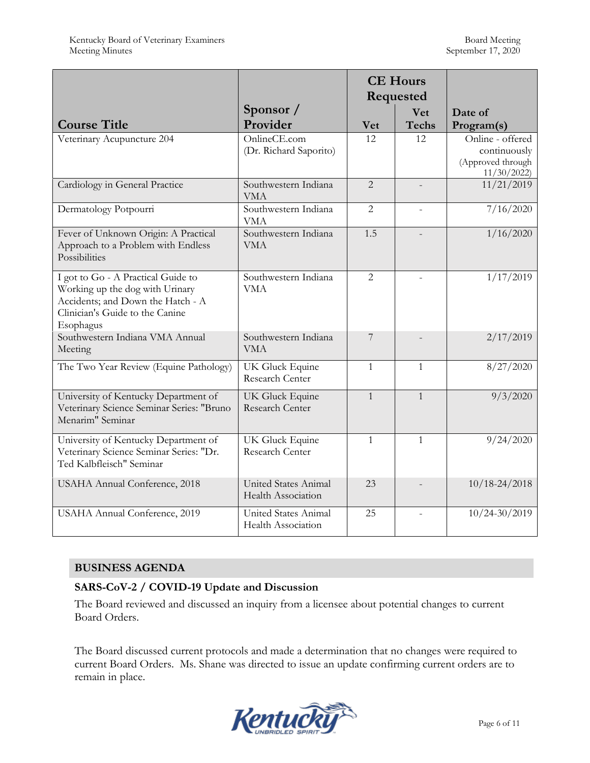| Course Title | Sponsor / Provider | CE Hours Requested | | Date of Program(s) |
|---|---|---|---|---|
| | | Vet | Vet Techs | |
| Veterinary Acupuncture 204 | OnlineCE.com (Dr. Richard Saporito) | 12 | 12 | Online - offered continuously (Approved through 11/30/2022) |
| Cardiology in General Practice | Southwestern Indiana VMA | 2 | - | 11/21/2019 |
| Dermatology Potpourri | Southwestern Indiana VMA | 2 | - | 7/16/2020 |
| Fever of Unknown Origin: A Practical Approach to a Problem with Endless Possibilities | Southwestern Indiana VMA | 1.5 | - | 1/16/2020 |
| I got to Go - A Practical Guide to Working up the dog with Urinary Accidents; and Down the Hatch - A Clinician's Guide to the Canine Esophagus | Southwestern Indiana VMA | 2 | - | 1/17/2019 |
| Southwestern Indiana VMA Annual Meeting | Southwestern Indiana VMA | 7 | - | 2/17/2019 |
| The Two Year Review (Equine Pathology) | UK Gluck Equine Research Center | 1 | 1 | 8/27/2020 |
| University of Kentucky Department of Veterinary Science Seminar Series: "Bruno Menarim" Seminar | UK Gluck Equine Research Center | 1 | 1 | 9/3/2020 |
| University of Kentucky Department of Veterinary Science Seminar Series: "Dr. Ted Kalbfleisch" Seminar | UK Gluck Equine Research Center | 1 | 1 | 9/24/2020 |
| USAHA Annual Conference, 2018 | United States Animal Health Association | 23 | - | 10/18-24/2018 |
| USAHA Annual Conference, 2019 | United States Animal Health Association | 25 | - | 10/24-30/2019 |

## BUSINESS AGENDA

### SARS-CoV-2 / COVID-19 Update and Discussion

The Board reviewed and discussed an inquiry from a licensee about potential changes to current Board Orders.

The Board discussed current protocols and made a determination that no changes were required to current Board Orders. Ms. Shane was directed to issue an update confirming current orders are to remain in place.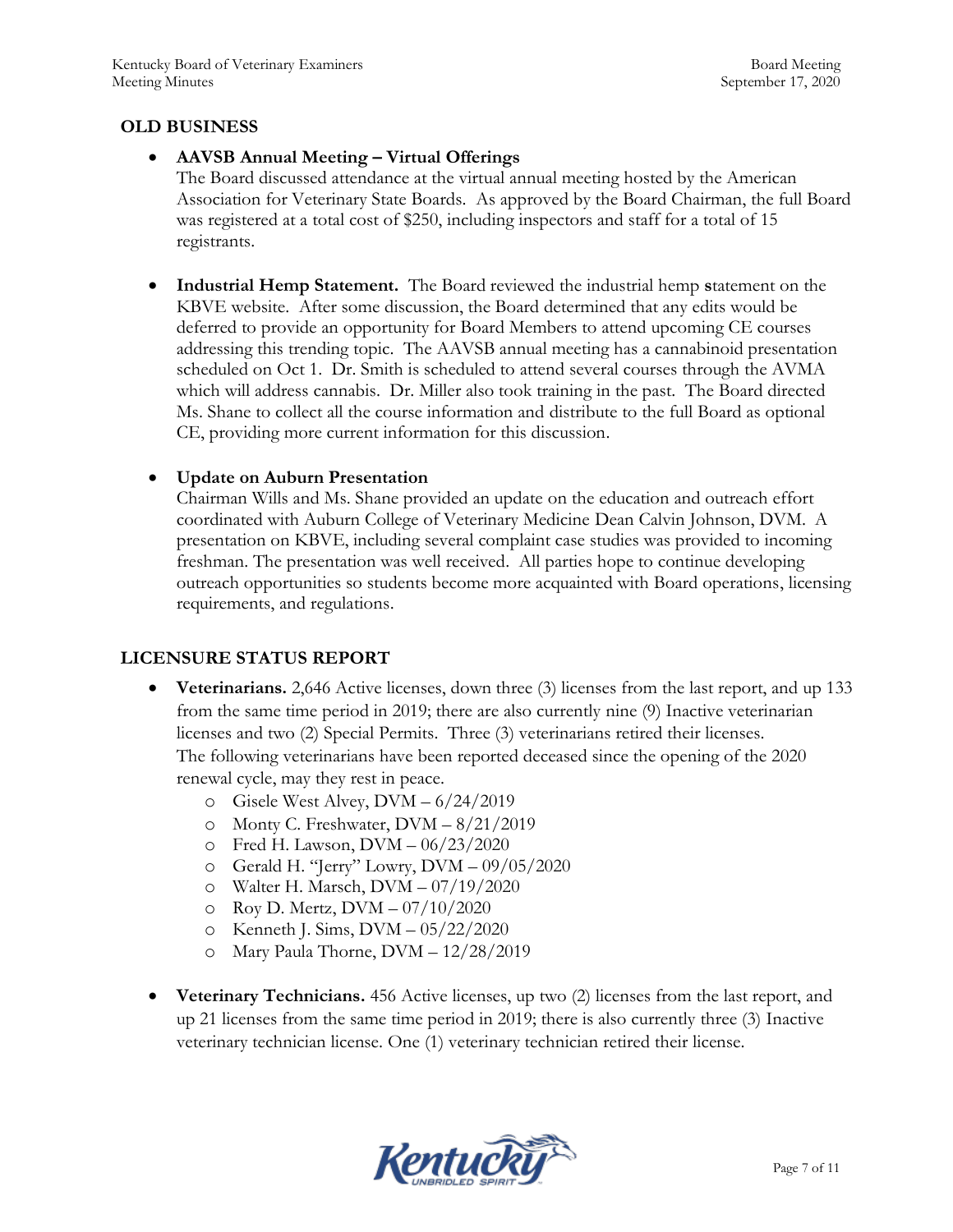## OLD BUSINESS

- **AAVSB Annual Meeting – Virtual Offerings**
  The Board discussed attendance at the virtual annual meeting hosted by the American Association for Veterinary State Boards. As approved by the Board Chairman, the full Board was registered at a total cost of $250, including inspectors and staff for a total of 15 registrants.

- **Industrial Hemp Statement.** The Board reviewed the industrial hemp **s**tatement on the KBVE website. After some discussion, the Board determined that any edits would be deferred to provide an opportunity for Board Members to attend upcoming CE courses addressing this trending topic. The AAVSB annual meeting has a cannabinoid presentation scheduled on Oct 1. Dr. Smith is scheduled to attend several courses through the AVMA which will address cannabis. Dr. Miller also took training in the past. The Board directed Ms. Shane to collect all the course information and distribute to the full Board as optional CE, providing more current information for this discussion.

- **Update on Auburn Presentation**
  Chairman Wills and Ms. Shane provided an update on the education and outreach effort coordinated with Auburn College of Veterinary Medicine Dean Calvin Johnson, DVM. A presentation on KBVE, including several complaint case studies was provided to incoming freshman. The presentation was well received. All parties hope to continue developing outreach opportunities so students become more acquainted with Board operations, licensing requirements, and regulations.

## LICENSURE STATUS REPORT

- **Veterinarians.** 2,646 Active licenses, down three (3) licenses from the last report, and up 133 from the same time period in 2019; there are also currently nine (9) Inactive veterinarian licenses and two (2) Special Permits. Three (3) veterinarians retired their licenses. The following veterinarians have been reported deceased since the opening of the 2020 renewal cycle, may they rest in peace.
  - Gisele West Alvey, DVM – 6/24/2019
  - Monty C. Freshwater, DVM – 8/21/2019
  - Fred H. Lawson, DVM – 06/23/2020
  - Gerald H. "Jerry" Lowry, DVM – 09/05/2020
  - Walter H. Marsch, DVM – 07/19/2020
  - Roy D. Mertz, DVM – 07/10/2020
  - Kenneth J. Sims, DVM – 05/22/2020
  - Mary Paula Thorne, DVM – 12/28/2019

- **Veterinary Technicians.** 456 Active licenses, up two (2) licenses from the last report, and up 21 licenses from the same time period in 2019; there is also currently three (3) Inactive veterinary technician license. One (1) veterinary technician retired their license.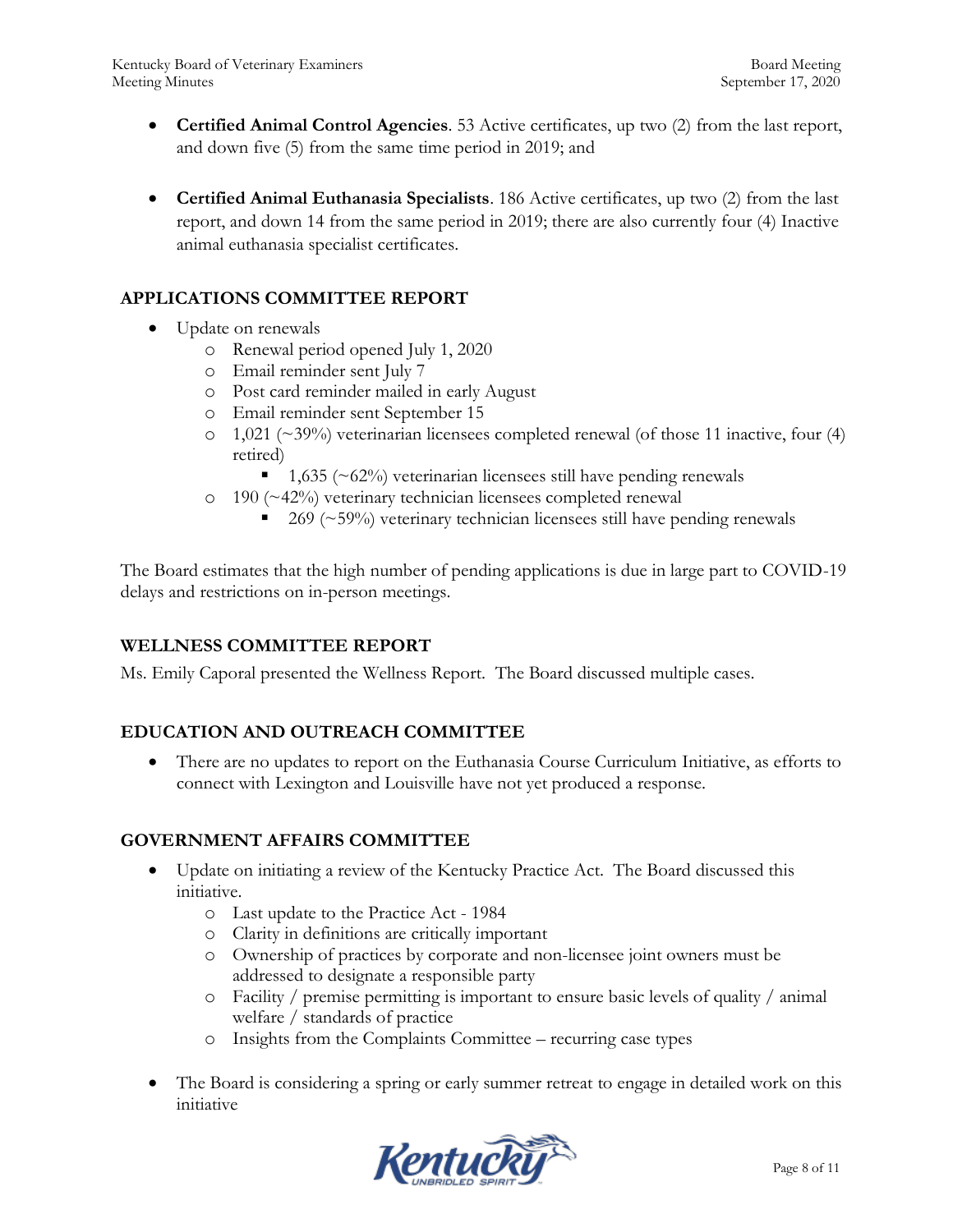- **Certified Animal Control Agencies**. 53 Active certificates, up two (2) from the last report, and down five (5) from the same time period in 2019; and

- **Certified Animal Euthanasia Specialists**. 186 Active certificates, up two (2) from the last report, and down 14 from the same period in 2019; there are also currently four (4) Inactive animal euthanasia specialist certificates.

## APPLICATIONS COMMITTEE REPORT

- Update on renewals
  - Renewal period opened July 1, 2020
  - Email reminder sent July 7
  - Post card reminder mailed in early August
  - Email reminder sent September 15
  - 1,021 (~39%) veterinarian licensees completed renewal (of those 11 inactive, four (4) retired)
    - 1,635 (~62%) veterinarian licensees still have pending renewals
  - 190 (~42%) veterinary technician licensees completed renewal
    - 269 (~59%) veterinary technician licensees still have pending renewals

The Board estimates that the high number of pending applications is due in large part to COVID-19 delays and restrictions on in-person meetings.

## WELLNESS COMMITTEE REPORT

Ms. Emily Caporal presented the Wellness Report. The Board discussed multiple cases.

## EDUCATION AND OUTREACH COMMITTEE

- There are no updates to report on the Euthanasia Course Curriculum Initiative, as efforts to connect with Lexington and Louisville have not yet produced a response.

## GOVERNMENT AFFAIRS COMMITTEE

- Update on initiating a review of the Kentucky Practice Act. The Board discussed this initiative.
  - Last update to the Practice Act - 1984
  - Clarity in definitions are critically important
  - Ownership of practices by corporate and non-licensee joint owners must be addressed to designate a responsible party
  - Facility / premise permitting is important to ensure basic levels of quality / animal welfare / standards of practice
  - Insights from the Complaints Committee – recurring case types

- The Board is considering a spring or early summer retreat to engage in detailed work on this initiative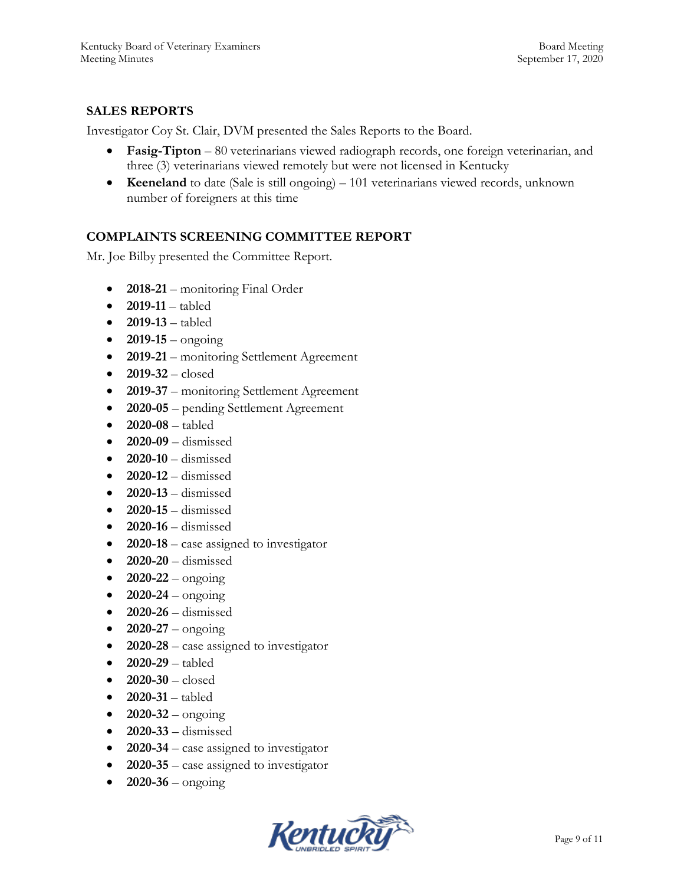## SALES REPORTS

Investigator Coy St. Clair, DVM presented the Sales Reports to the Board.

- **Fasig-Tipton** – 80 veterinarians viewed radiograph records, one foreign veterinarian, and three (3) veterinarians viewed remotely but were not licensed in Kentucky
- **Keeneland** to date (Sale is still ongoing) – 101 veterinarians viewed records, unknown number of foreigners at this time

## COMPLAINTS SCREENING COMMITTEE REPORT

Mr. Joe Bilby presented the Committee Report.

- **2018-21** – monitoring Final Order
- **2019-11** – tabled
- **2019-13** – tabled
- **2019-15** – ongoing
- **2019-21** – monitoring Settlement Agreement
- **2019-32** – closed
- **2019-37** – monitoring Settlement Agreement
- **2020-05** – pending Settlement Agreement
- **2020-08** – tabled
- **2020-09** – dismissed
- **2020-10** – dismissed
- **2020-12** – dismissed
- **2020-13** – dismissed
- **2020-15** – dismissed
- **2020-16** – dismissed
- **2020-18** – case assigned to investigator
- **2020-20** – dismissed
- **2020-22** – ongoing
- **2020-24** – ongoing
- **2020-26** – dismissed
- **2020-27** – ongoing
- **2020-28** – case assigned to investigator
- **2020-29** – tabled
- **2020-30** – closed
- **2020-31** – tabled
- **2020-32** – ongoing
- **2020-33** – dismissed
- **2020-34** – case assigned to investigator
- **2020-35** – case assigned to investigator
- **2020-36** – ongoing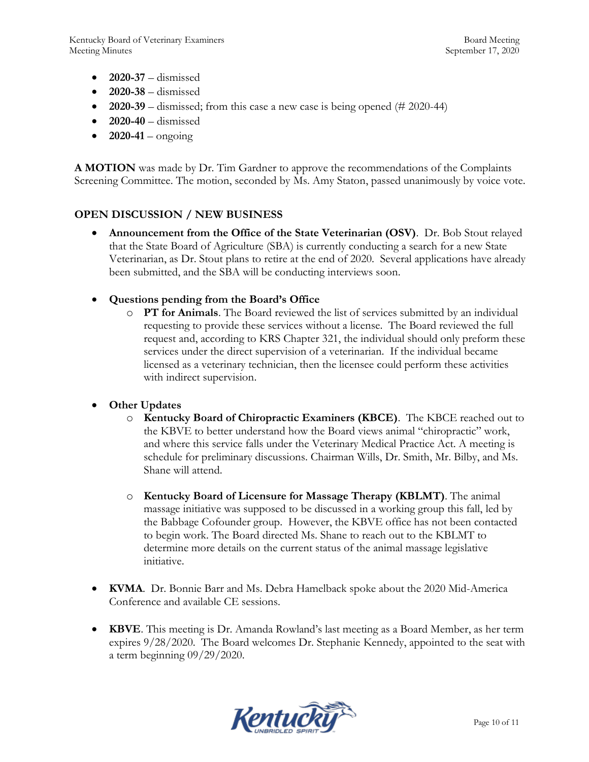- **2020-37** – dismissed
- **2020-38** – dismissed
- **2020-39** – dismissed; from this case a new case is being opened (# 2020-44)
- **2020-40** – dismissed
- **2020-41** – ongoing

**A MOTION** was made by Dr. Tim Gardner to approve the recommendations of the Complaints Screening Committee. The motion, seconded by Ms. Amy Staton, passed unanimously by voice vote.

## OPEN DISCUSSION / NEW BUSINESS

- **Announcement from the Office of the State Veterinarian (OSV)**. Dr. Bob Stout relayed that the State Board of Agriculture (SBA) is currently conducting a search for a new State Veterinarian, as Dr. Stout plans to retire at the end of 2020. Several applications have already been submitted, and the SBA will be conducting interviews soon.

- **Questions pending from the Board's Office**
    - **PT for Animals**. The Board reviewed the list of services submitted by an individual requesting to provide these services without a license. The Board reviewed the full request and, according to KRS Chapter 321, the individual should only preform these services under the direct supervision of a veterinarian. If the individual became licensed as a veterinary technician, then the licensee could perform these activities with indirect supervision.

- **Other Updates**
    - **Kentucky Board of Chiropractic Examiners (KBCE)**. The KBCE reached out to the KBVE to better understand how the Board views animal "chiropractic" work, and where this service falls under the Veterinary Medical Practice Act. A meeting is schedule for preliminary discussions. Chairman Wills, Dr. Smith, Mr. Bilby, and Ms. Shane will attend.

    - **Kentucky Board of Licensure for Massage Therapy (KBLMT)**. The animal massage initiative was supposed to be discussed in a working group this fall, led by the Babbage Cofounder group. However, the KBVE office has not been contacted to begin work. The Board directed Ms. Shane to reach out to the KBLMT to determine more details on the current status of the animal massage legislative initiative.

- **KVMA**. Dr. Bonnie Barr and Ms. Debra Hamelback spoke about the 2020 Mid-America Conference and available CE sessions.

- **KBVE**. This meeting is Dr. Amanda Rowland's last meeting as a Board Member, as her term expires 9/28/2020. The Board welcomes Dr. Stephanie Kennedy, appointed to the seat with a term beginning 09/29/2020.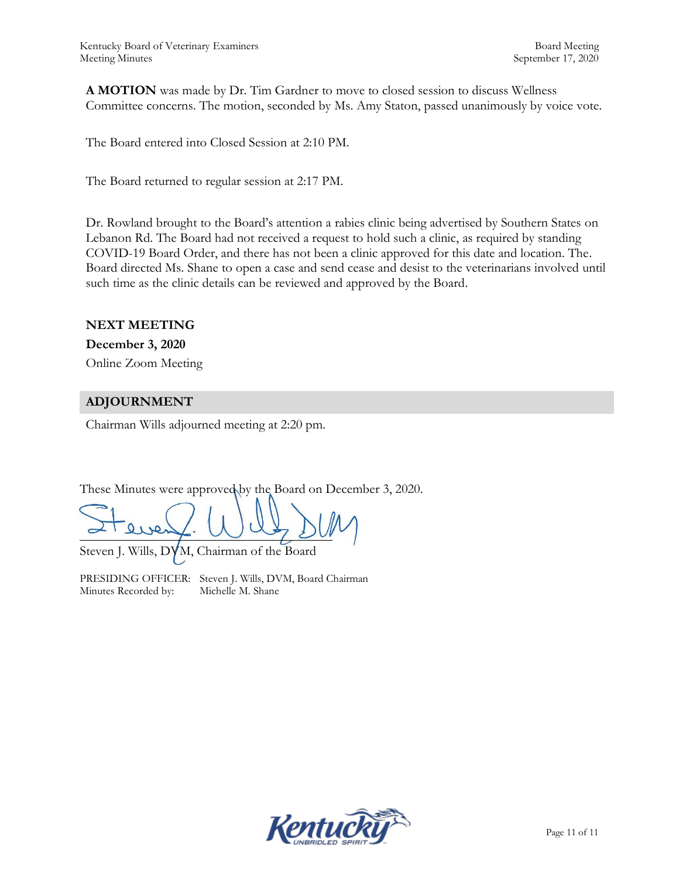**A MOTION** was made by Dr. Tim Gardner to move to closed session to discuss Wellness Committee concerns. The motion, seconded by Ms. Amy Staton, passed unanimously by voice vote.

The Board entered into Closed Session at 2:10 PM.

The Board returned to regular session at 2:17 PM.

Dr. Rowland brought to the Board's attention a rabies clinic being advertised by Southern States on Lebanon Rd. The Board had not received a request to hold such a clinic, as required by standing COVID-19 Board Order, and there has not been a clinic approved for this date and location. The. Board directed Ms. Shane to open a case and send cease and desist to the veterinarians involved until such time as the clinic details can be reviewed and approved by the Board.

**NEXT MEETING**

**December 3, 2020**

Online Zoom Meeting

## ADJOURNMENT

Chairman Wills adjourned meeting at 2:20 pm.

These Minutes were approved by the Board on December 3, 2020.

Steven J. Wills, DVM, Chairman of the Board

PRESIDING OFFICER: Steven J. Wills, DVM, Board Chairman
Minutes Recorded by: Michelle M. Shane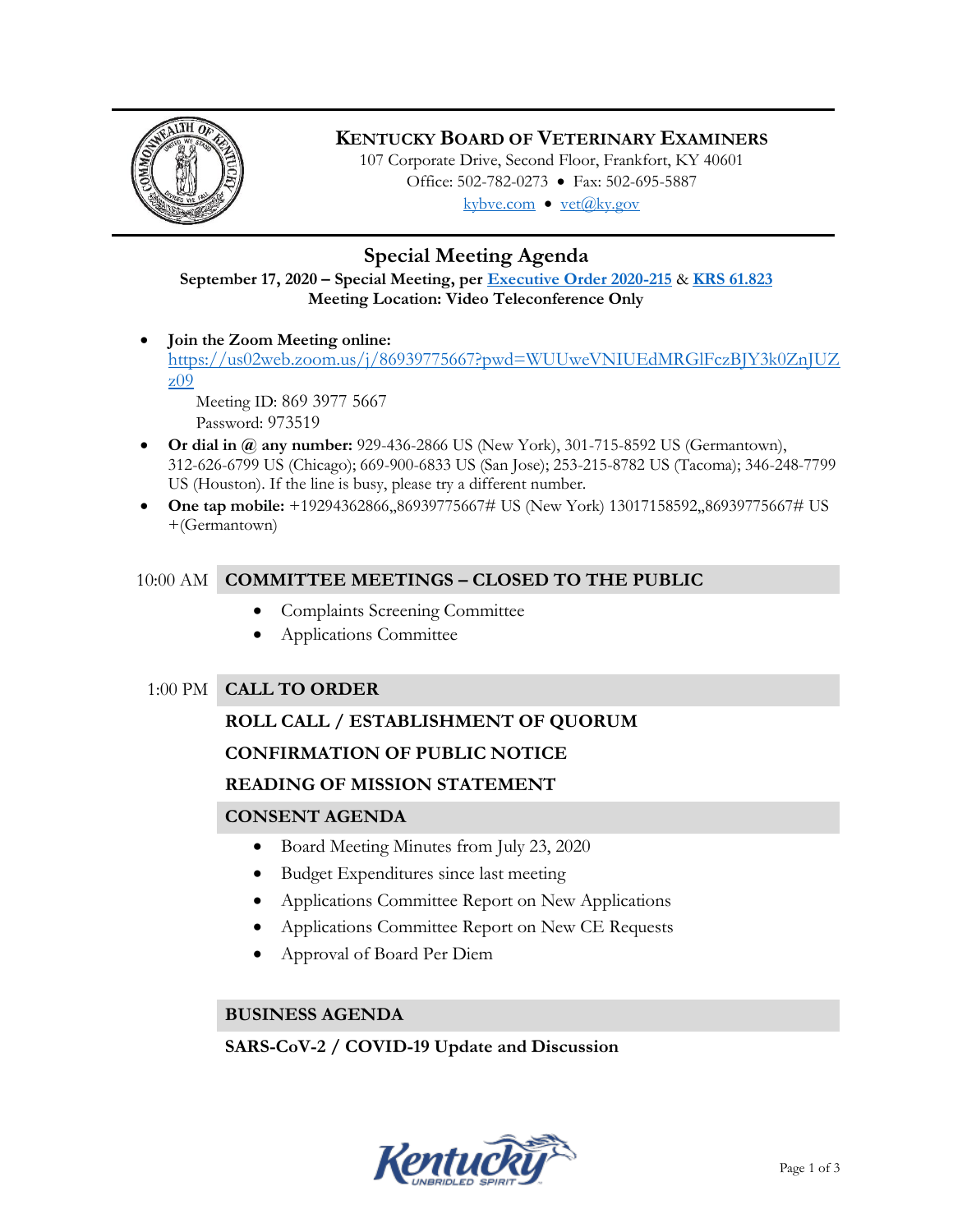# Kentucky Board of Veterinary Examiners

107 Corporate Drive, Second Floor, Frankfort, KY 40601
Office: 502-782-0273 • Fax: 502-695-5887
kybve.com • vet@ky.gov

## Special Meeting Agenda

**September 17, 2020 – Special Meeting, per Executive Order 2020-215 & KRS 61.823**
**Meeting Location: Video Teleconference Only**

- **Join the Zoom Meeting online:** https://us02web.zoom.us/j/86939775667?pwd=WUUweVNIUEdMRGlFczBJY3k0ZnJUZz09
  Meeting ID: 869 3977 5667
  Password: 973519
- **Or dial in @ any number:** 929-436-2866 US (New York), 301-715-8592 US (Germantown), 312-626-6799 US (Chicago); 669-900-6833 US (San Jose); 253-215-8782 US (Tacoma); 346-248-7799 US (Houston). If the line is busy, please try a different number.
- **One tap mobile:** +19294362866,,86939775667# US (New York) 13017158592,,86939775667# US +(Germantown)

10:00 AM **COMMITTEE MEETINGS – CLOSED TO THE PUBLIC**

- Complaints Screening Committee
- Applications Committee

1:00 PM **CALL TO ORDER**

**ROLL CALL / ESTABLISHMENT OF QUORUM**

**CONFIRMATION OF PUBLIC NOTICE**

**READING OF MISSION STATEMENT**

**CONSENT AGENDA**

- Board Meeting Minutes from July 23, 2020
- Budget Expenditures since last meeting
- Applications Committee Report on New Applications
- Applications Committee Report on New CE Requests
- Approval of Board Per Diem

**BUSINESS AGENDA**

**SARS-CoV-2 / COVID-19 Update and Discussion**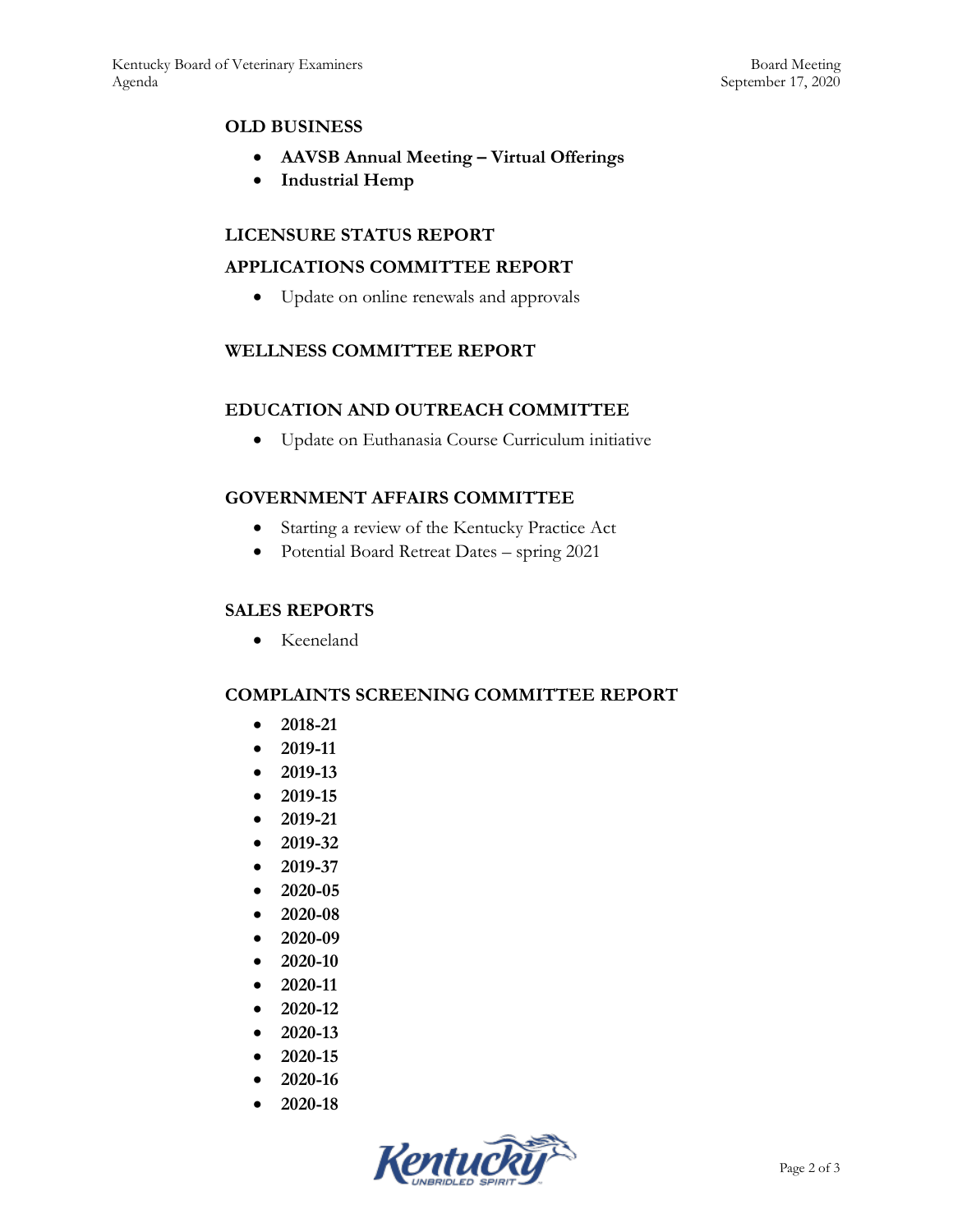## OLD BUSINESS

- **AAVSB Annual Meeting – Virtual Offerings**
- **Industrial Hemp**

## LICENSURE STATUS REPORT

## APPLICATIONS COMMITTEE REPORT

- Update on online renewals and approvals

## WELLNESS COMMITTEE REPORT

## EDUCATION AND OUTREACH COMMITTEE

- Update on Euthanasia Course Curriculum initiative

## GOVERNMENT AFFAIRS COMMITTEE

- Starting a review of the Kentucky Practice Act
- Potential Board Retreat Dates – spring 2021

## SALES REPORTS

- Keeneland

## COMPLAINTS SCREENING COMMITTEE REPORT

- **2018-21**
- **2019-11**
- **2019-13**
- **2019-15**
- **2019-21**
- **2019-32**
- **2019-37**
- **2020-05**
- **2020-08**
- **2020-09**
- **2020-10**
- **2020-11**
- **2020-12**
- **2020-13**
- **2020-15**
- **2020-16**
- **2020-18**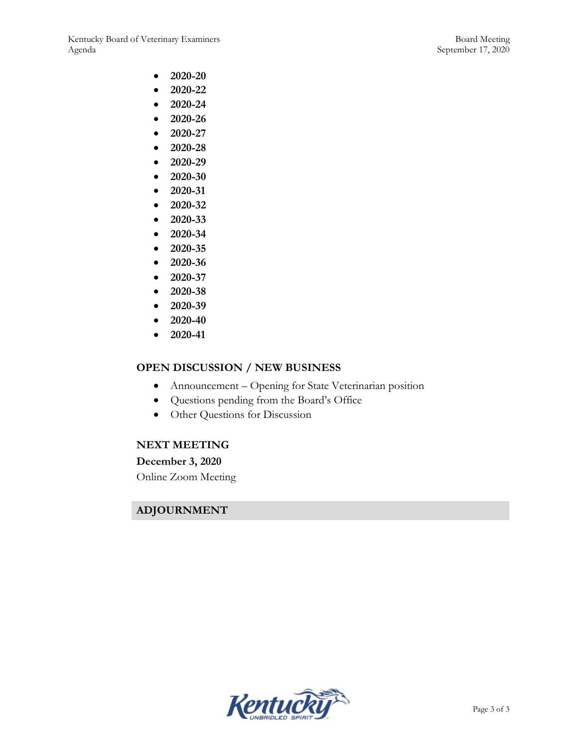- **2020-20**
- **2020-22**
- **2020-24**
- **2020-26**
- **2020-27**
- **2020-28**
- **2020-29**
- **2020-30**
- **2020-31**
- **2020-32**
- **2020-33**
- **2020-34**
- **2020-35**
- **2020-36**
- **2020-37**
- **2020-38**
- **2020-39**
- **2020-40**
- **2020-41**

## OPEN DISCUSSION / NEW BUSINESS

- Announcement – Opening for State Veterinarian position
- Questions pending from the Board's Office
- Other Questions for Discussion

## NEXT MEETING

**December 3, 2020**

Online Zoom Meeting

## ADJOURNMENT